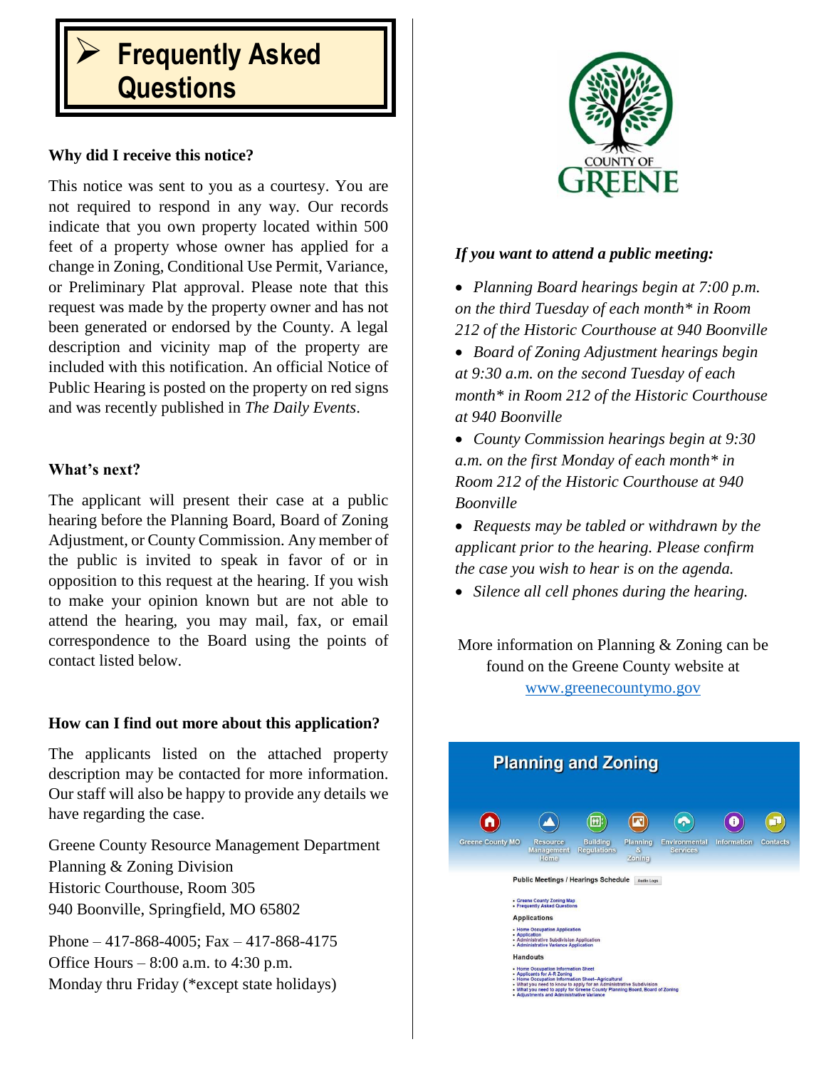# ➢ Frequently Asked Questions

**Why did I receive this notice?**

This notice was sent to you as a courtesy. You are not required to respond in any way. Our records indicate that you own property located within 500 feet of a property whose owner has applied for a change in Zoning, Conditional Use Permit, Variance, or Preliminary Plat approval. Please note that this request was made by the property owner and has not been generated or endorsed by the County. A legal description and vicinity map of the property are included with this notification. An official Notice of Public Hearing is posted on the property on red signs and was recently published in *The Daily Events*.

**What's next?**

The applicant will present their case at a public hearing before the Planning Board, Board of Zoning Adjustment, or County Commission. Any member of the public is invited to speak in favor of or in opposition to this request at the hearing. If you wish to make your opinion known but are not able to attend the hearing, you may mail, fax, or email correspondence to the Board using the points of contact listed below.

**How can I find out more about this application?**

The applicants listed on the attached property description may be contacted for more information. Our staff will also be happy to provide any details we have regarding the case.

Greene County Resource Management Department
Planning & Zoning Division
Historic Courthouse, Room 305
940 Boonville, Springfield, MO 65802

Phone – 417-868-4005; Fax – 417-868-4175
Office Hours – 8:00 a.m. to 4:30 p.m.
Monday thru Friday (*except state holidays)

COUNTY OF GREENE

***If you want to attend a public meeting:***

- *Planning Board hearings begin at 7:00 p.m. on the third Tuesday of each month* in Room 212 of the Historic Courthouse at 940 Boonville*
- *Board of Zoning Adjustment hearings begin at 9:30 a.m. on the second Tuesday of each month* in Room 212 of the Historic Courthouse at 940 Boonville*
- *County Commission hearings begin at 9:30 a.m. on the first Monday of each month* in Room 212 of the Historic Courthouse at 940 Boonville*
- *Requests may be tabled or withdrawn by the applicant prior to the hearing. Please confirm the case you wish to hear is on the agenda.*
- *Silence all cell phones during the hearing.*

More information on Planning & Zoning can be found on the Greene County website at [www.greenecountymo.gov](http://www.greenecountymo.gov)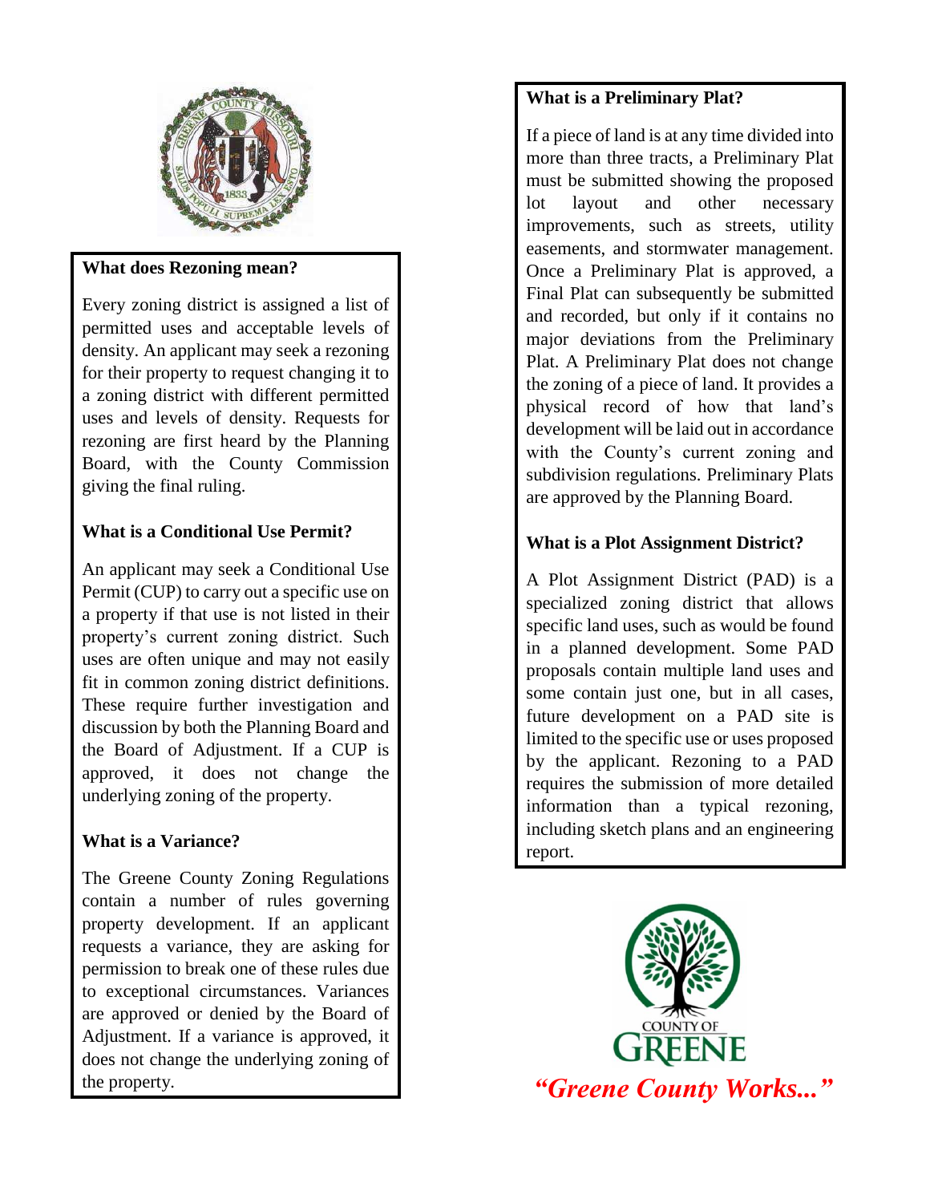## What does Rezoning mean?

Every zoning district is assigned a list of permitted uses and acceptable levels of density. An applicant may seek a rezoning for their property to request changing it to a zoning district with different permitted uses and levels of density. Requests for rezoning are first heard by the Planning Board, with the County Commission giving the final ruling.

## What is a Conditional Use Permit?

An applicant may seek a Conditional Use Permit (CUP) to carry out a specific use on a property if that use is not listed in their property's current zoning district. Such uses are often unique and may not easily fit in common zoning district definitions. These require further investigation and discussion by both the Planning Board and the Board of Adjustment. If a CUP is approved, it does not change the underlying zoning of the property.

## What is a Variance?

The Greene County Zoning Regulations contain a number of rules governing property development. If an applicant requests a variance, they are asking for permission to break one of these rules due to exceptional circumstances. Variances are approved or denied by the Board of Adjustment. If a variance is approved, it does not change the underlying zoning of the property.

## What is a Preliminary Plat?

If a piece of land is at any time divided into more than three tracts, a Preliminary Plat must be submitted showing the proposed lot layout and other necessary improvements, such as streets, utility easements, and stormwater management. Once a Preliminary Plat is approved, a Final Plat can subsequently be submitted and recorded, but only if it contains no major deviations from the Preliminary Plat. A Preliminary Plat does not change the zoning of a piece of land. It provides a physical record of how that land's development will be laid out in accordance with the County's current zoning and subdivision regulations. Preliminary Plats are approved by the Planning Board.

## What is a Plot Assignment District?

A Plot Assignment District (PAD) is a specialized zoning district that allows specific land uses, such as would be found in a planned development. Some PAD proposals contain multiple land uses and some contain just one, but in all cases, future development on a PAD site is limited to the specific use or uses proposed by the applicant. Rezoning to a PAD requires the submission of more detailed information than a typical rezoning, including sketch plans and an engineering report.

COUNTY OF GREENE

*"Greene County Works..."*